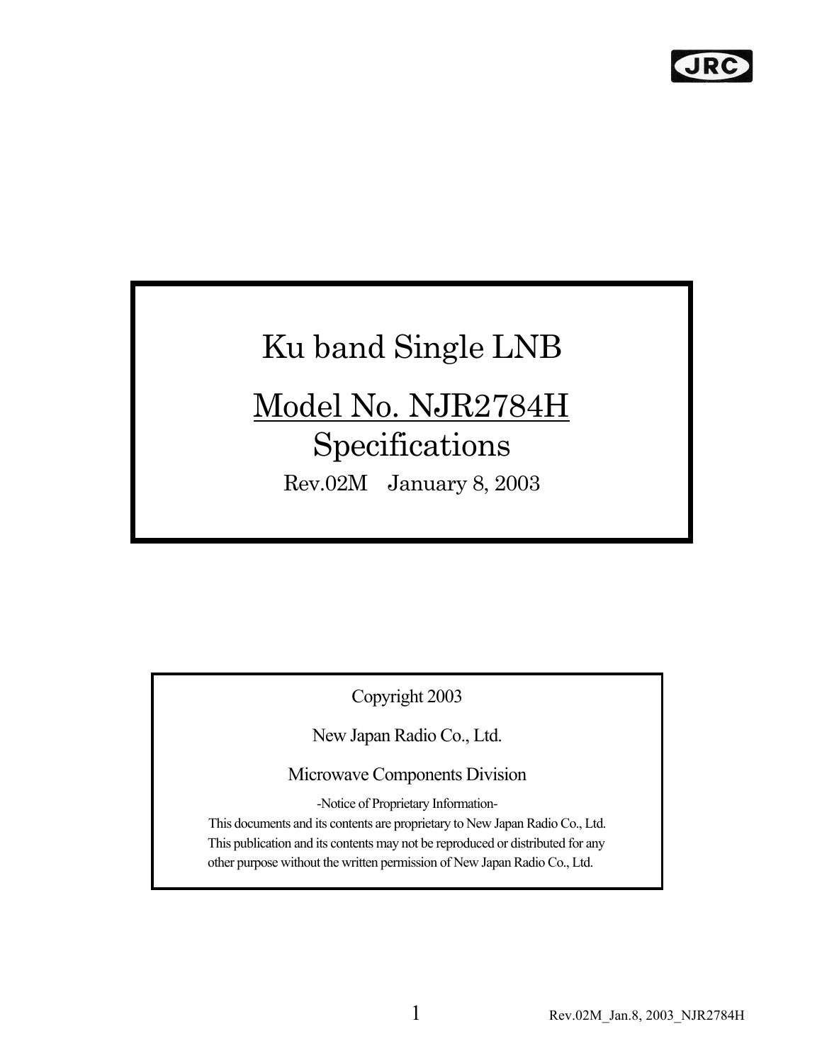# Ku band Single LNB

## Model No. NJR2784H

## Specifications

Rev.02M January 8, 2003

Copyright 2003

New Japan Radio Co., Ltd.

Microwave Components Division

-Notice of Proprietary Information-

This documents and its contents are proprietary to New Japan Radio Co., Ltd. This publication and its contents may not be reproduced or distributed for any other purpose without the written permission of New Japan Radio Co., Ltd.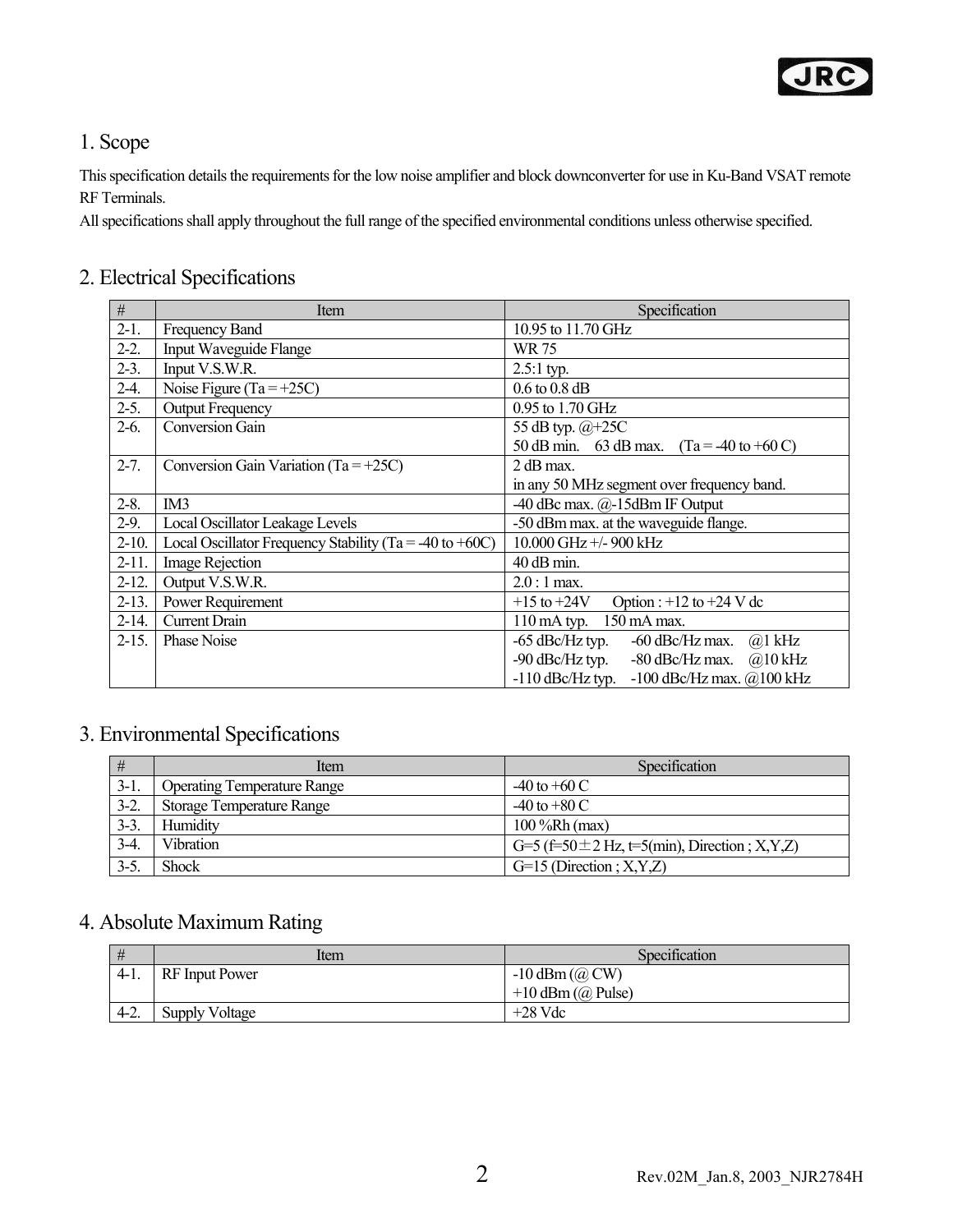## 1. Scope

This specification details the requirements for the low noise amplifier and block downconverter for use in Ku-Band VSAT remote RF Terminals.
All specifications shall apply throughout the full range of the specified environmental conditions unless otherwise specified.

## 2. Electrical Specifications

| # | Item | Specification |
|---|---|---|
| 2-1. | Frequency Band | 10.95 to 11.70 GHz |
| 2-2. | Input Waveguide Flange | WR 75 |
| 2-3. | Input V.S.W.R. | 2.5:1 typ. |
| 2-4. | Noise Figure (Ta = +25C) | 0.6 to 0.8 dB |
| 2-5. | Output Frequency | 0.95 to 1.70 GHz |
| 2-6. | Conversion Gain | 55 dB typ. @+25C<br>50 dB min. 63 dB max. (Ta = -40 to +60 C) |
| 2-7. | Conversion Gain Variation (Ta = +25C) | 2 dB max.<br>in any 50 MHz segment over frequency band. |
| 2-8. | IM3 | -40 dBc max. @-15dBm IF Output |
| 2-9. | Local Oscillator Leakage Levels | -50 dBm max. at the waveguide flange. |
| 2-10. | Local Oscillator Frequency Stability (Ta = -40 to +60C) | 10.000 GHz +/- 900 kHz |
| 2-11. | Image Rejection | 40 dB min. |
| 2-12. | Output V.S.W.R. | 2.0 : 1 max. |
| 2-13. | Power Requirement | +15 to +24V Option : +12 to +24 V dc |
| 2-14. | Current Drain | 110 mA typ. 150 mA max. |
| 2-15. | Phase Noise | -65 dBc/Hz typ. -60 dBc/Hz max. @1 kHz<br>-90 dBc/Hz typ. -80 dBc/Hz max. @10 kHz<br>-110 dBc/Hz typ. -100 dBc/Hz max. @100 kHz |

## 3. Environmental Specifications

| # | Item | Specification |
|---|---|---|
| 3-1. | Operating Temperature Range | -40 to +60 C |
| 3-2. | Storage Temperature Range | -40 to +80 C |
| 3-3. | Humidity | 100 %Rh (max) |
| 3-4. | Vibration | G=5 (f=50±2 Hz, t=5(min), Direction ; X,Y,Z) |
| 3-5. | Shock | G=15 (Direction ; X,Y,Z) |

## 4. Absolute Maximum Rating

| # | Item | Specification |
|---|---|---|
| 4-1. | RF Input Power | -10 dBm (@ CW)<br>+10 dBm (@ Pulse) |
| 4-2. | Supply Voltage | +28 Vdc |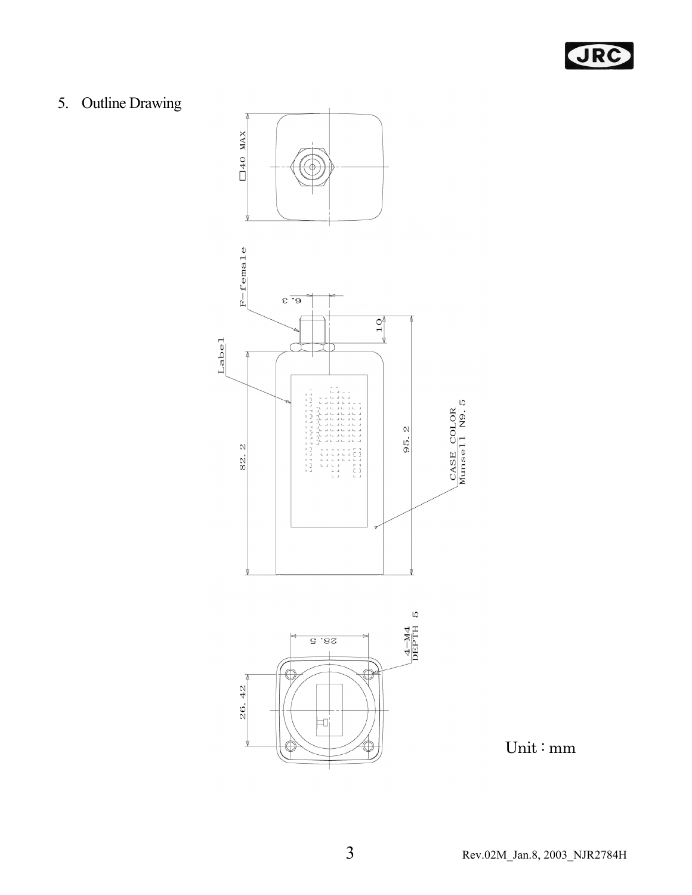## 5. Outline Drawing

□40 MAX

F−female

6.3

10

Label

82.2

95.2

CASE COLOR
Munsell N9.5

28.5

4−M4
DEPTH 5

26.42

Unit : mm